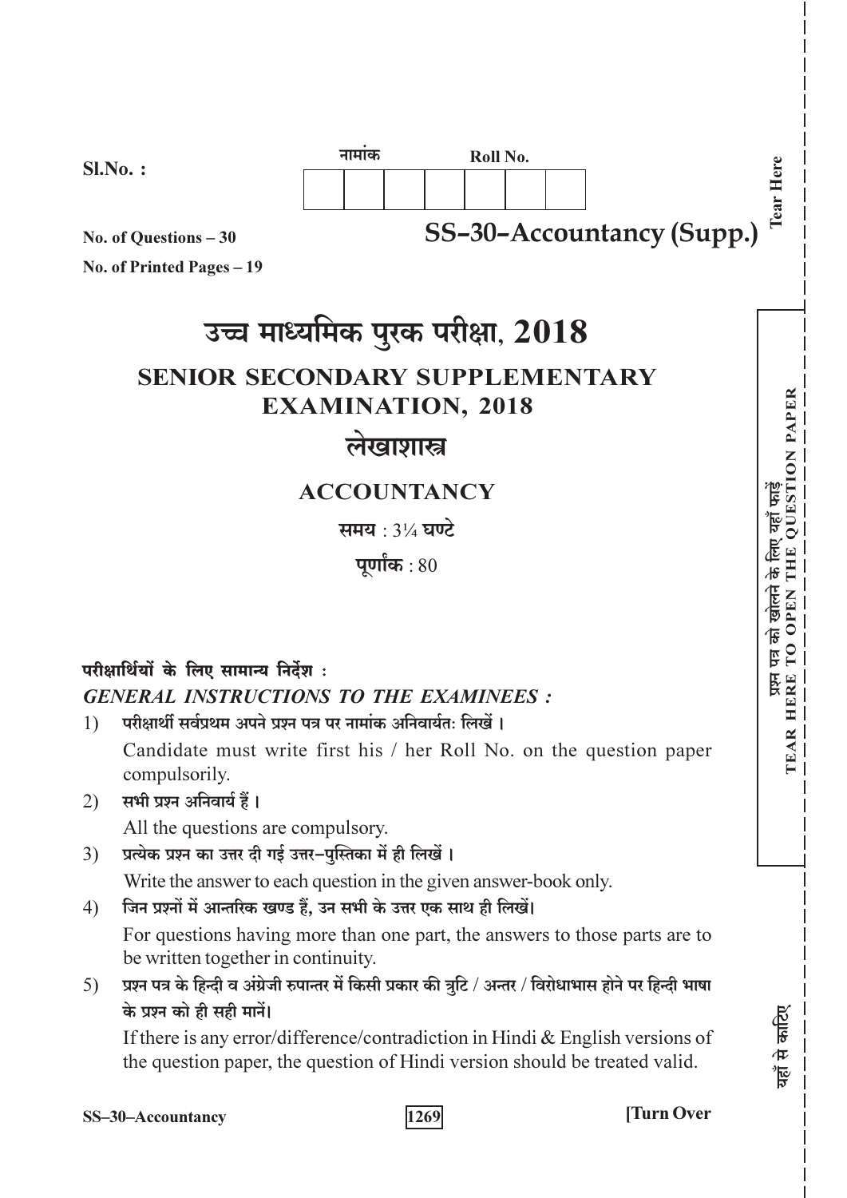Sl.No. :

| नामांक | | | Roll No. | | | |
|---|---|---|---|---|---|---|
| | | | | | | |

No. of Questions – 30

No. of Printed Pages – 19

**SS–30–Accountancy (Supp.)**

# उच्च माध्यमिक पुरक परीक्षा, 2018

## SENIOR SECONDARY SUPPLEMENTARY EXAMINATION, 2018

## लेखाशास्त्र

## ACCOUNTANCY

**समय** : 3¼ **घण्टे**

**पूर्णांक** : 80

**परीक्षार्थियों के लिए सामान्य निर्देश :**

***GENERAL INSTRUCTIONS TO THE EXAMINEES :***

1) **परीक्षार्थी सर्वप्रथम अपने प्रश्न पत्र पर नामांक अनिवार्यतः लिखें ।**
   Candidate must write first his / her Roll No. on the question paper compulsorily.
2) **सभी प्रश्न अनिवार्य हैं ।**
   All the questions are compulsory.
3) **प्रत्येक प्रश्न का उत्तर दी गई उत्तर–पुस्तिका में ही लिखें ।**
   Write the answer to each question in the given answer-book only.
4) **जिन प्रश्नों में आन्तरिक खण्ड हैं, उन सभी के उत्तर एक साथ ही लिखें।**
   For questions having more than one part, the answers to those parts are to be written together in continuity.
5) **प्रश्न पत्र के हिन्दी व अंग्रेजी रुपान्तर में किसी प्रकार की त्रुटि / अन्तर / विरोधाभास होने पर हिन्दी भाषा के प्रश्न को ही सही मानें।**
   If there is any error/difference/contradiction in Hindi & English versions of the question paper, the question of Hindi version should be treated valid.

Tear Here

प्रश्न पत्र को खोलने के लिए यहाँ फाड़ें
TEAR HERE TO OPEN THE QUESTION PAPER

यहाँ से काटिए

**[Turn Over**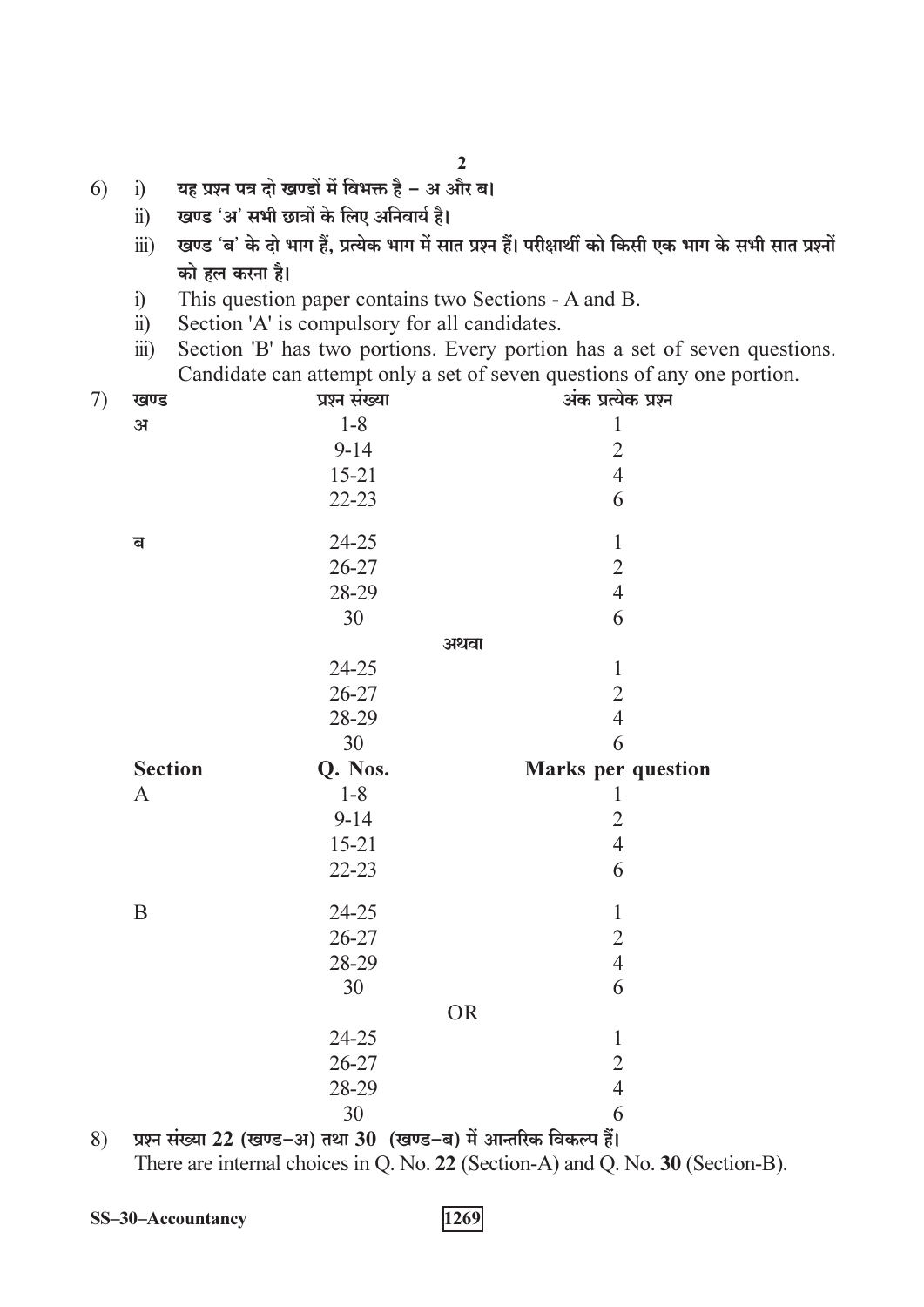6) i) यह प्रश्न पत्र दो खण्डों में विभक्त है – अ और ब।

ii) खण्ड 'अ' सभी छात्रों के लिए अनिवार्य है।

iii) खण्ड 'ब' के दो भाग हैं, प्रत्येक भाग में सात प्रश्न हैं। परीक्षार्थी को किसी एक भाग के सभी सात प्रश्नों को हल करना है।

i) This question paper contains two Sections - A and B.

ii) Section 'A' is compulsory for all candidates.

iii) Section 'B' has two portions. Every portion has a set of seven questions. Candidate can attempt only a set of seven questions of any one portion.

7)

| खण्ड | प्रश्न संख्या | अंक प्रत्येक प्रश्न |
|---|---|---|
| अ | 1-8 | 1 |
| | 9-14 | 2 |
| | 15-21 | 4 |
| | 22-23 | 6 |
| ब | 24-25 | 1 |
| | 26-27 | 2 |
| | 28-29 | 4 |
| | 30 | 6 |
| | अथवा | |
| | 24-25 | 1 |
| | 26-27 | 2 |
| | 28-29 | 4 |
| | 30 | 6 |

| Section | Q. Nos. | Marks per question |
|---|---|---|
| A | 1-8 | 1 |
| | 9-14 | 2 |
| | 15-21 | 4 |
| | 22-23 | 6 |
| B | 24-25 | 1 |
| | 26-27 | 2 |
| | 28-29 | 4 |
| | 30 | 6 |
| | OR | |
| | 24-25 | 1 |
| | 26-27 | 2 |
| | 28-29 | 4 |
| | 30 | 6 |

8) प्रश्न संख्या **22** (खण्ड–अ) तथा **30** (खण्ड–ब) में आन्तरिक विकल्प हैं।

There are internal choices in Q. No. **22** (Section-A) and Q. No. **30** (Section-B).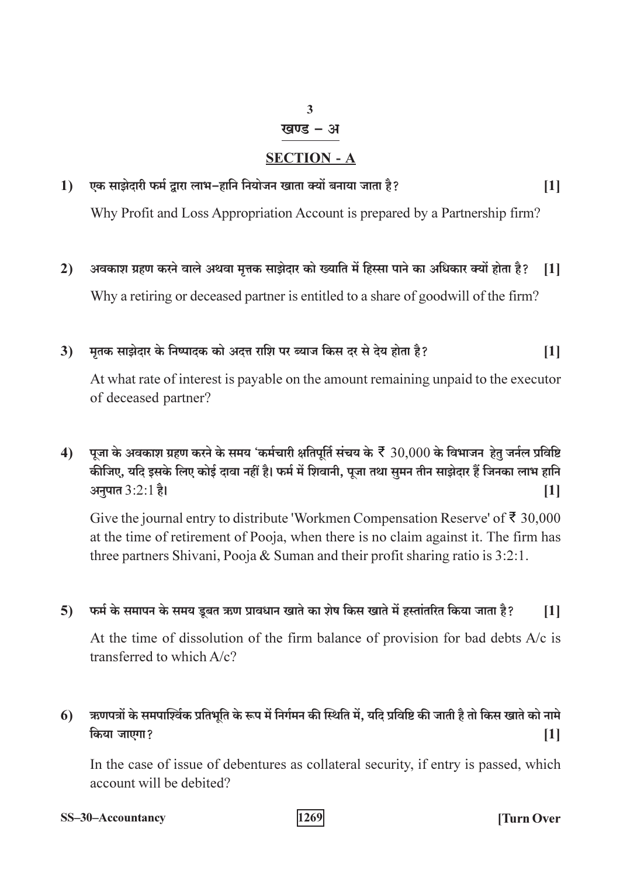## खण्ड – अ

## SECTION - A

1) एक साझेदारी फर्म द्वारा लाभ–हानि नियोजन खाता क्यों बनाया जाता है? **[1]**

Why Profit and Loss Appropriation Account is prepared by a Partnership firm?

2) अवकाश ग्रहण करने वाले अथवा मृतक साझेदार को ख्याति में हिस्सा पाने का अधिकार क्यों होता है? **[1]**

Why a retiring or deceased partner is entitled to a share of goodwill of the firm?

3) मृतक साझेदार के निष्पादक को अदत्त राशि पर ब्याज किस दर से देय होता है? **[1]**

At what rate of interest is payable on the amount remaining unpaid to the executor of deceased partner?

4) पूजा के अवकाश ग्रहण करने के समय 'कर्मचारी क्षतिपूर्ति संचय के ₹ 30,000 के विभाजन हेतु जर्नल प्रविष्टि कीजिए, यदि इसके लिए कोई दावा नहीं है। फर्म में शिवानी, पूजा तथा सुमन तीन साझेदार हैं जिनका लाभ हानि अनुपात 3:2:1 है। **[1]**

Give the journal entry to distribute 'Workmen Compensation Reserve' of ₹ 30,000 at the time of retirement of Pooja, when there is no claim against it. The firm has three partners Shivani, Pooja & Suman and their profit sharing ratio is 3:2:1.

5) फर्म के समापन के समय डूबत ऋण प्रावधान खाते का शेष किस खाते में हस्तांतरित किया जाता है? **[1]**

At the time of dissolution of the firm balance of provision for bad debts A/c is transferred to which A/c?

6) ऋणपत्रों के समपार्श्विक प्रतिभूति के रूप में निर्गमन की स्थिति में, यदि प्रविष्टि की जाती है तो किस खाते को नामे किया जाएगा? **[1]**

In the case of issue of debentures as collateral security, if entry is passed, which account will be debited?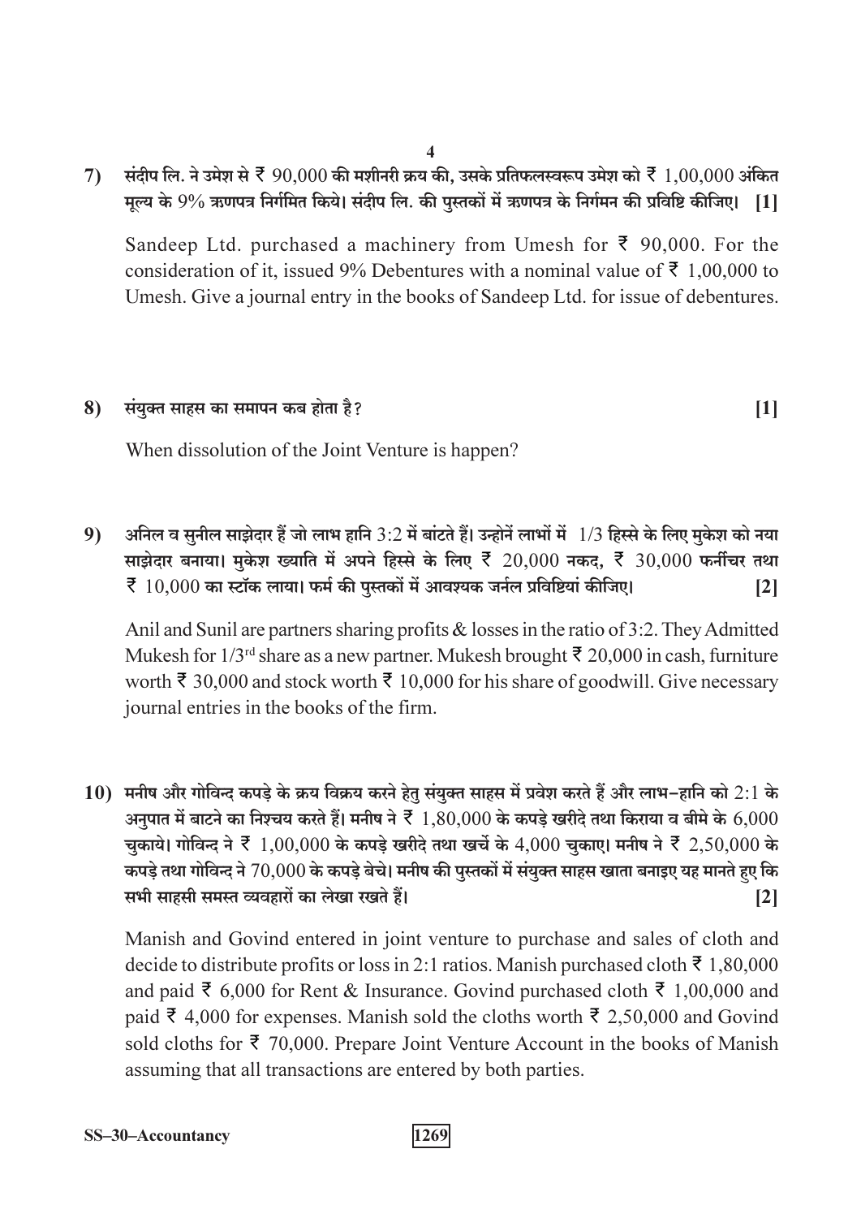7) संदीप लि. ने उमेश से ₹ 90,000 की मशीनरी क्रय की, उसके प्रतिफलस्वरूप उमेश को ₹ 1,00,000 अंकित मूल्य के 9% ऋणपत्र निर्गमित किये। संदीप लि. की पुस्तकों में ऋणपत्र के निर्गमन की प्रविष्टि कीजिए। **[1]**

Sandeep Ltd. purchased a machinery from Umesh for ₹ 90,000. For the consideration of it, issued 9% Debentures with a nominal value of ₹ 1,00,000 to Umesh. Give a journal entry in the books of Sandeep Ltd. for issue of debentures.

8) संयुक्त साहस का समापन कब होता है? **[1]**

When dissolution of the Joint Venture is happen?

9) अनिल व सुनील साझेदार हैं जो लाभ हानि 3:2 में बांटते हैं। उन्होनें लाभों में 1/3 हिस्से के लिए मुकेश को नया साझेदार बनाया। मुकेश ख्याति में अपने हिस्से के लिए ₹ 20,000 नकद, ₹ 30,000 फर्नीचर तथा ₹ 10,000 का स्टॉक लाया। फर्म की पुस्तकों में आवश्यक जर्नल प्रविष्टियां कीजिए। **[2]**

Anil and Sunil are partners sharing profits & losses in the ratio of 3:2. They Admitted Mukesh for 1/3rd share as a new partner. Mukesh brought ₹ 20,000 in cash, furniture worth ₹ 30,000 and stock worth ₹ 10,000 for his share of goodwill. Give necessary journal entries in the books of the firm.

10) मनीष और गोविन्द कपड़े के क्रय विक्रय करने हेतु संयुक्त साहस में प्रवेश करते हैं और लाभ–हानि को 2:1 के अनुपात में बाटने का निश्चय करते हैं। मनीष ने ₹ 1,80,000 के कपड़े खरीदे तथा किराया व बीमे के 6,000 चुकाये। गोविन्द ने ₹ 1,00,000 के कपड़े खरीदे तथा खर्चे के 4,000 चुकाए। मनीष ने ₹ 2,50,000 के कपड़े तथा गोविन्द ने 70,000 के कपड़े बेचे। मनीष की पुस्तकों में संयुक्त साहस खाता बनाइए यह मानते हुए कि सभी साहसी समस्त व्यवहारों का लेखा रखते हैं। **[2]**

Manish and Govind entered in joint venture to purchase and sales of cloth and decide to distribute profits or loss in 2:1 ratios. Manish purchased cloth ₹ 1,80,000 and paid ₹ 6,000 for Rent & Insurance. Govind purchased cloth ₹ 1,00,000 and paid ₹ 4,000 for expenses. Manish sold the cloths worth ₹ 2,50,000 and Govind sold cloths for ₹ 70,000. Prepare Joint Venture Account in the books of Manish assuming that all transactions are entered by both parties.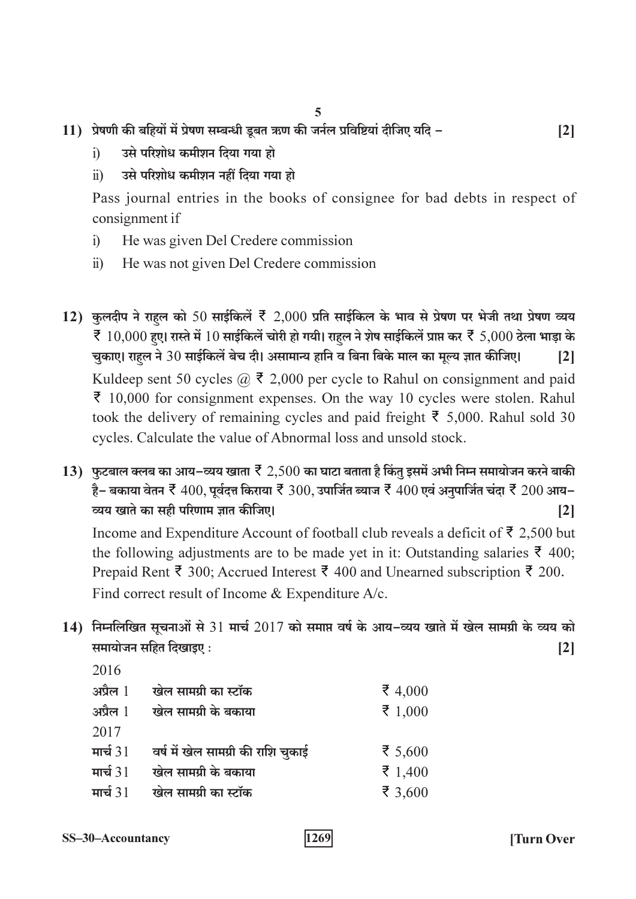11) प्रेषणी की बहियों में प्रेषण सम्बन्धी डूबत ऋण की जर्नल प्रविष्टियां दीजिए यदि – **[2]**

i) उसे परिशोध कमीशन दिया गया हो

ii) उसे परिशोध कमीशन नहीं दिया गया हो

Pass journal entries in the books of consignee for bad debts in respect of consignment if

i) He was given Del Credere commission

ii) He was not given Del Credere commission

12) कुलदीप ने राहुल को 50 साईकिलें ₹ 2,000 प्रति साईकिल के भाव से प्रेषण पर भेजी तथा प्रेषण व्यय ₹ 10,000 हुए। रास्ते में 10 साईकिलें चोरी हो गयी। राहुल ने शेष साईकिलें प्राप्त कर ₹ 5,000 ठेला भाड़ा के चुकाए। राहुल ने 30 साईकिलें बेच दी। असामान्य हानि व बिना बिके माल का मूल्य ज्ञात कीजिए। **[2]**

Kuldeep sent 50 cycles @ ₹ 2,000 per cycle to Rahul on consignment and paid ₹ 10,000 for consignment expenses. On the way 10 cycles were stolen. Rahul took the delivery of remaining cycles and paid freight ₹ 5,000. Rahul sold 30 cycles. Calculate the value of Abnormal loss and unsold stock.

13) फुटबाल क्लब का आय–व्यय खाता ₹ 2,500 का घाटा बताता है किंतु इसमें अभी निम्न समायोजन करने बाकी है– बकाया वेतन ₹ 400, पूर्वदत्त किराया ₹ 300, उपार्जित ब्याज ₹ 400 एवं अनुपार्जित चंदा ₹ 200 आय–व्यय खाते का सही परिणाम ज्ञात कीजिए। **[2]**

Income and Expenditure Account of football club reveals a deficit of ₹ 2,500 but the following adjustments are to be made yet in it: Outstanding salaries ₹ 400; Prepaid Rent ₹ 300; Accrued Interest ₹ 400 and Unearned subscription ₹ 200. Find correct result of Income & Expenditure A/c.

14) निम्नलिखित सूचनाओं से 31 मार्च 2017 को समाप्त वर्ष के आय–व्यय खाते में खेल सामग्री के व्यय को समायोजन सहित दिखाइए : **[2]**

| | | |
|---|---|---|
| 2016 | | |
| अप्रैल 1 | खेल सामग्री का स्टॉक | ₹ 4,000 |
| अप्रैल 1 | खेल सामग्री के बकाया | ₹ 1,000 |
| 2017 | | |
| मार्च 31 | वर्ष में खेल सामग्री की राशि चुकाई | ₹ 5,600 |
| मार्च 31 | खेल सामग्री के बकाया | ₹ 1,400 |
| मार्च 31 | खेल सामग्री का स्टॉक | ₹ 3,600 |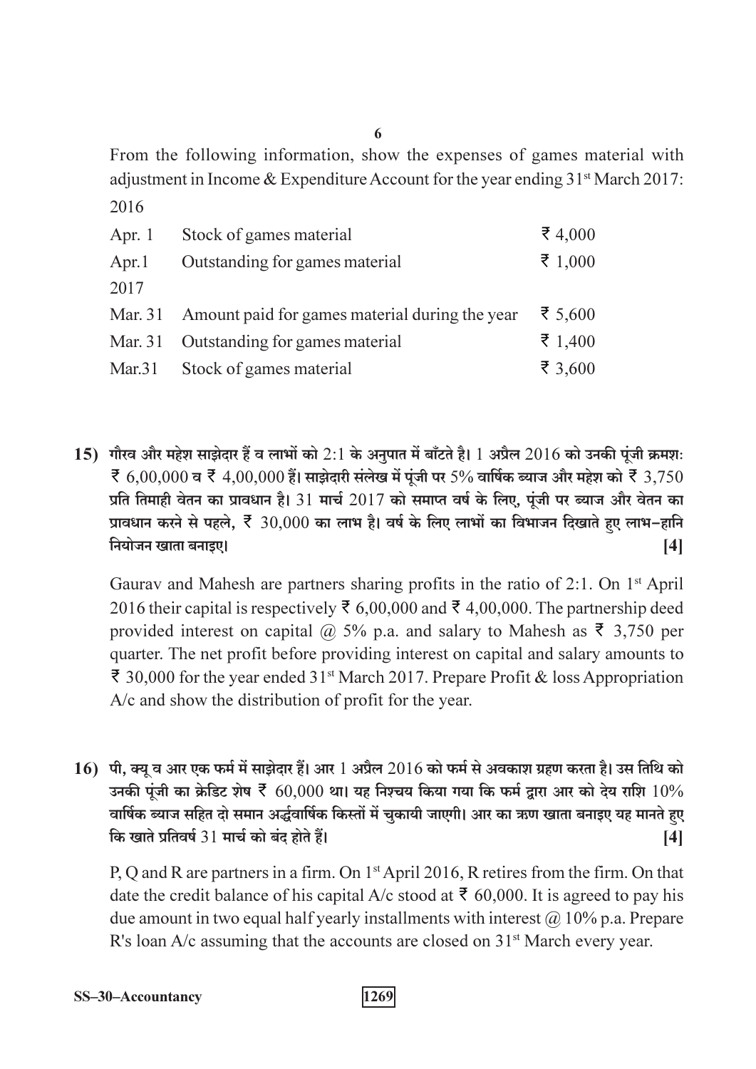From the following information, show the expenses of games material with adjustment in Income & Expenditure Account for the year ending 31st March 2017:

| | | |
|---|---|---|
| 2016 | | |
| Apr. 1 | Stock of games material | ₹ 4,000 |
| Apr.1 | Outstanding for games material | ₹ 1,000 |
| 2017 | | |
| Mar. 31 | Amount paid for games material during the year | ₹ 5,600 |
| Mar. 31 | Outstanding for games material | ₹ 1,400 |
| Mar.31 | Stock of games material | ₹ 3,600 |

**15)** **गौरव और महेश साझेदार हैं व लाभों को 2:1 के अनुपात में बाँटते है। 1 अप्रैल 2016 को उनकी पूंजी क्रमशः ₹ 6,00,000 व ₹ 4,00,000 हैं। साझेदारी संलेख में पूंजी पर 5% वार्षिक ब्याज और महेश को ₹ 3,750 प्रति तिमाही वेतन का प्रावधान है। 31 मार्च 2017 को समाप्त वर्ष के लिए, पूंजी पर ब्याज और वेतन का प्रावधान करने से पहले, ₹ 30,000 का लाभ है। वर्ष के लिए लाभों का विभाजन दिखाते हुए लाभ-हानि नियोजन खाता बनाइए।** **[4]**

Gaurav and Mahesh are partners sharing profits in the ratio of 2:1. On 1st April 2016 their capital is respectively ₹ 6,00,000 and ₹ 4,00,000. The partnership deed provided interest on capital @ 5% p.a. and salary to Mahesh as ₹ 3,750 per quarter. The net profit before providing interest on capital and salary amounts to ₹ 30,000 for the year ended 31st March 2017. Prepare Profit & loss Appropriation A/c and show the distribution of profit for the year.

**16)** **पी, क्यू व आर एक फर्म में साझेदार हैं। आर 1 अप्रैल 2016 को फर्म से अवकाश ग्रहण करता है। उस तिथि को उनकी पूंजी का क्रेडिट शेष ₹ 60,000 था। यह निश्चय किया गया कि फर्म द्वारा आर को देय राशि 10% वार्षिक ब्याज सहित दो समान अर्द्धवार्षिक किस्तों में चुकायी जाएगी। आर का ऋण खाता बनाइए यह मानते हुए कि खाते प्रतिवर्ष 31 मार्च को बंद होते हैं।** **[4]**

P, Q and R are partners in a firm. On 1st April 2016, R retires from the firm. On that date the credit balance of his capital A/c stood at ₹ 60,000. It is agreed to pay his due amount in two equal half yearly installments with interest @ 10% p.a. Prepare R's loan A/c assuming that the accounts are closed on 31st March every year.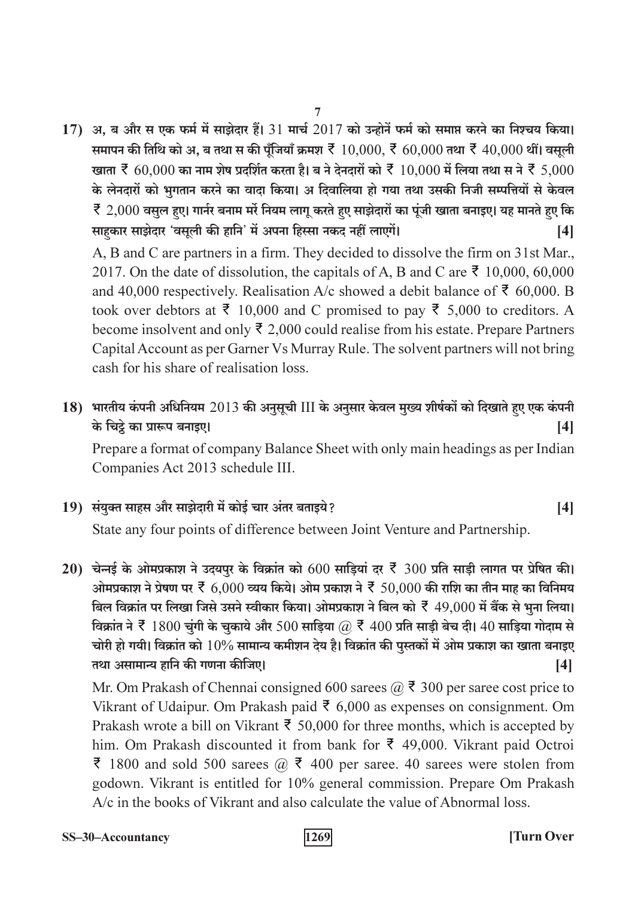17) अ, ब और स एक फर्म में साझेदार हैं। 31 मार्च 2017 को उन्होनें फर्म को समाप्त करने का निश्चय किया। समापन की तिथि को अ, ब तथा स की पूँजियाँ क्रमश ₹ 10,000, ₹ 60,000 तथा ₹ 40,000 थीं। वसूली खाता ₹ 60,000 का नाम शेष प्रदर्शित करता है। ब ने देनदारों को ₹ 10,000 में लिया तथा स ने ₹ 5,000 के लेनदारों को भुगतान करने का वादा किया। अ दिवालिया हो गया तथा उसकी निजी सम्पत्तियों से केवल ₹ 2,000 वसुल हुए। गार्नर बनाम मर्रे नियम लागू करते हुए साझेदारों का पूंजी खाता बनाइए। यह मानते हुए कि साहुकार साझेदार 'वसूली की हानि' में अपना हिस्सा नकद नहीं लाएगें। **[4]**

A, B and C are partners in a firm. They decided to dissolve the firm on 31st Mar., 2017. On the date of dissolution, the capitals of A, B and C are ₹ 10,000, 60,000 and 40,000 respectively. Realisation A/c showed a debit balance of ₹ 60,000. B took over debtors at ₹ 10,000 and C promised to pay ₹ 5,000 to creditors. A become insolvent and only ₹ 2,000 could realise from his estate. Prepare Partners Capital Account as per Garner Vs Murray Rule. The solvent partners will not bring cash for his share of realisation loss.

18) भारतीय कंपनी अधिनियम 2013 की अनुसूची III के अनुसार केवल मुख्य शीर्षकों को दिखाते हुए एक कंपनी के चिट्ठे का प्रारूप बनाइए। **[4]**

Prepare a format of company Balance Sheet with only main headings as per Indian Companies Act 2013 schedule III.

19) संयुक्त साहस और साझेदारी में कोई चार अंतर बताइये? **[4]**

State any four points of difference between Joint Venture and Partnership.

20) चेन्नई के ओमप्रकाश ने उदयपुर के विक्रांत को 600 साड़ियां दर ₹ 300 प्रति साड़ी लागत पर प्रेषित की। ओमप्रकाश ने प्रेषण पर ₹ 6,000 व्यय किये। ओम प्रकाश ने ₹ 50,000 की राशि का तीन माह का विनिमय बिल विक्रांत पर लिखा जिसे उसने स्वीकार किया। ओमप्रकाश ने बिल को ₹ 49,000 में बैंक से भुना लिया। विक्रांत ने ₹ 1800 चुंगी के चुकाये और 500 साड़िया @ ₹ 400 प्रति साड़ी बेच दी। 40 साड़िया गोदाम से चोरी हो गयी। विक्रांत को 10% सामान्य कमीशन देय है। विक्रांत की पुस्तकों में ओम प्रकाश का खाता बनाइए तथा असामान्य हानि की गणना कीजिए। **[4]**

Mr. Om Prakash of Chennai consigned 600 sarees @ ₹ 300 per saree cost price to Vikrant of Udaipur. Om Prakash paid ₹ 6,000 as expenses on consignment. Om Prakash wrote a bill on Vikrant ₹ 50,000 for three months, which is accepted by him. Om Prakash discounted it from bank for ₹ 49,000. Vikrant paid Octroi ₹ 1800 and sold 500 sarees @ ₹ 400 per saree. 40 sarees were stolen from godown. Vikrant is entitled for 10% general commission. Prepare Om Prakash A/c in the books of Vikrant and also calculate the value of Abnormal loss.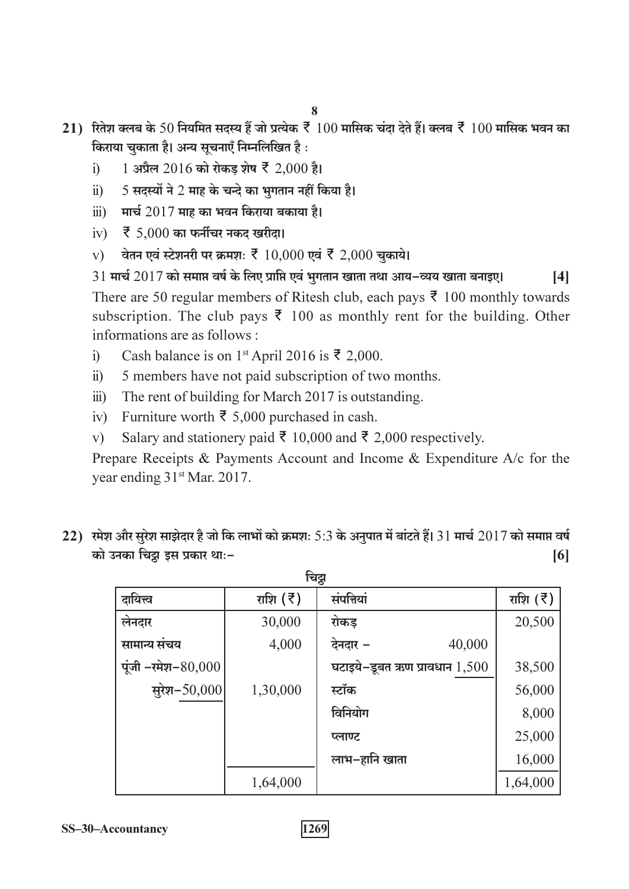21) रितेश क्लब के 50 नियमित सदस्य हैं जो प्रत्येक ₹ 100 मासिक चंदा देते हैं। क्लब ₹ 100 मासिक भवन का किराया चुकाता है। अन्य सूचनाएँ निम्नलिखित है :

i) 1 अप्रैल 2016 को रोकड़ शेष ₹ 2,000 है।
ii) 5 सदस्यों ने 2 माह के चन्दे का भुगतान नहीं किया है।
iii) मार्च 2017 माह का भवन किराया बकाया है।
iv) ₹ 5,000 का फर्नीचर नकद खरीदा।
v) वेतन एवं स्टेशनरी पर क्रमशः ₹ 10,000 एवं ₹ 2,000 चुकाये।

31 मार्च 2017 को समाप्त वर्ष के लिए प्राप्ति एवं भुगतान खाता तथा आय-व्यय खाता बनाइए। **[4]**

There are 50 regular members of Ritesh club, each pays ₹ 100 monthly towards subscription. The club pays ₹ 100 as monthly rent for the building. Other informations are as follows :

i) Cash balance is on 1st April 2016 is ₹ 2,000.
ii) 5 members have not paid subscription of two months.
iii) The rent of building for March 2017 is outstanding.
iv) Furniture worth ₹ 5,000 purchased in cash.
v) Salary and stationery paid ₹ 10,000 and ₹ 2,000 respectively.

Prepare Receipts & Payments Account and Income & Expenditure A/c for the year ending 31st Mar. 2017.

22) रमेश और सुरेश साझेदार है जो कि लाभों को क्रमशः 5:3 के अनुपात में बांटते हैं। 31 मार्च 2017 को समाप्त वर्ष को उनका चिट्ठा इस प्रकार था:- **[6]**

चिट्ठा

| दायित्त्व | राशि (₹) | संपत्तियां | राशि (₹) |
|---|---|---|---|
| लेनदार | 30,000 | रोकड़ | 20,500 |
| सामान्य संचय | 4,000 | देनदार – 40,000 | |
| पूंजी – रमेश – 80,000 | | घटाइये – डूबत ऋण प्रावधान 1,500 | 38,500 |
| सुरेश – 50,000 | 1,30,000 | स्टॉक | 56,000 |
| | | विनियोग | 8,000 |
| | | प्लाण्ट | 25,000 |
| | | लाभ-हानि खाता | 16,000 |
| | 1,64,000 | | 1,64,000 |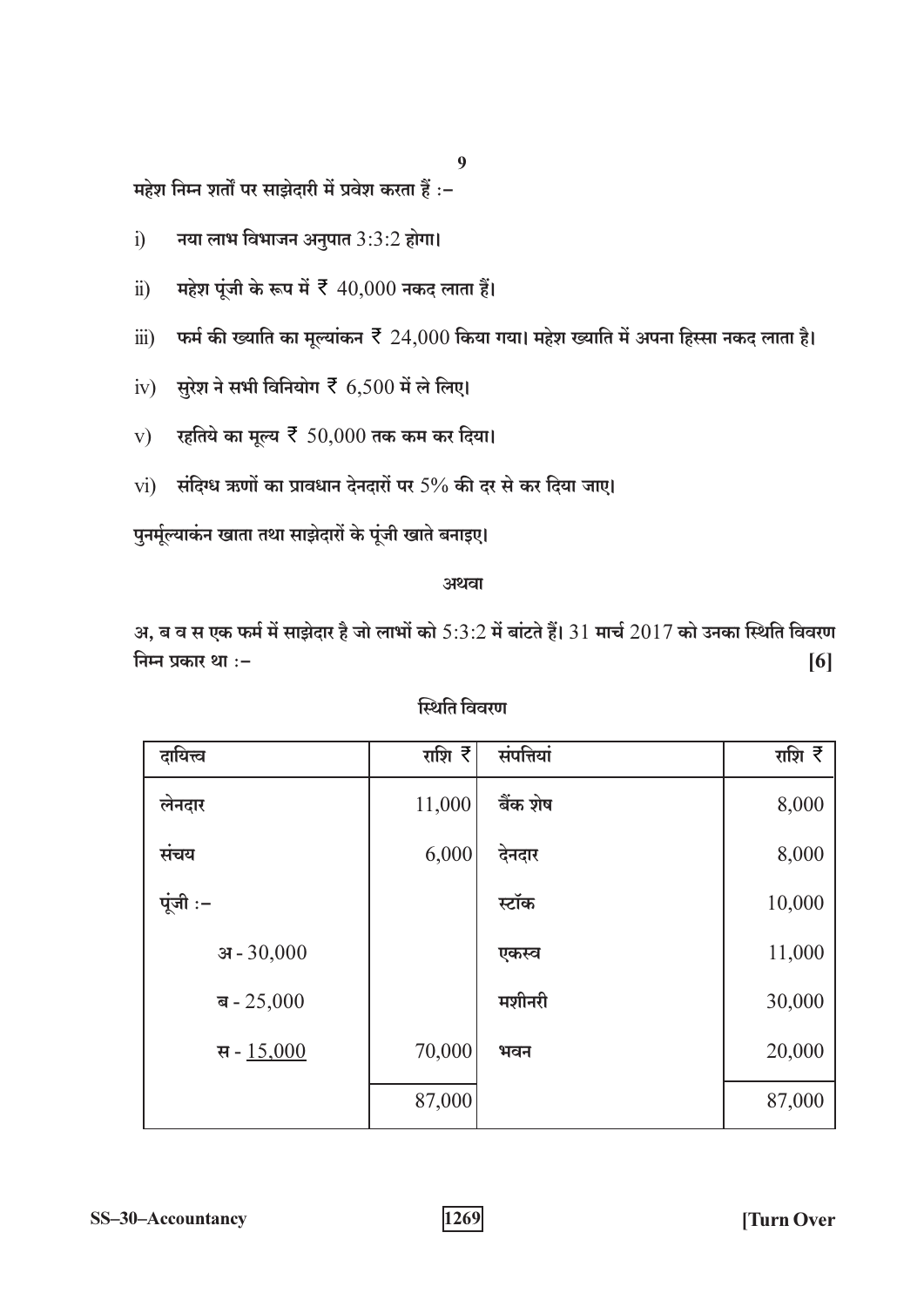महेश निम्न शर्तों पर साझेदारी में प्रवेश करता हैं :–

i) नया लाभ विभाजन अनुपात 3:3:2 होगा।

ii) महेश पूंजी के रूप में ₹ 40,000 नकद लाता हैं।

iii) फर्म की ख्याति का मूल्यांकन ₹ 24,000 किया गया। महेश ख्याति में अपना हिस्सा नकद लाता है।

iv) सुरेश ने सभी विनियोग ₹ 6,500 में ले लिए।

v) रहतिये का मूल्य ₹ 50,000 तक कम कर दिया।

vi) संदिग्ध ऋणों का प्रावधान देनदारों पर 5% की दर से कर दिया जाए।

पुनर्मूल्यांकन खाता तथा साझेदारों के पूंजी खाते बनाइए।

अथवा

अ, ब व स एक फर्म में साझेदार है जो लाभों को 5:3:2 में बांटते हैं। 31 मार्च 2017 को उनका स्थिति विवरण निम्न प्रकार था :– **[6]**

स्थिति विवरण

| दायित्व | राशि ₹ | संपत्तियां | राशि ₹ |
|---|---|---|---|
| लेनदार | 11,000 | बैंक शेष | 8,000 |
| संचय | 6,000 | देनदार | 8,000 |
| पूंजी :– | | स्टॉक | 10,000 |
| अ - 30,000 | | एकस्व | 11,000 |
| ब - 25,000 | | मशीनरी | 30,000 |
| स - 15,000 | 70,000 | भवन | 20,000 |
| | 87,000 | | 87,000 |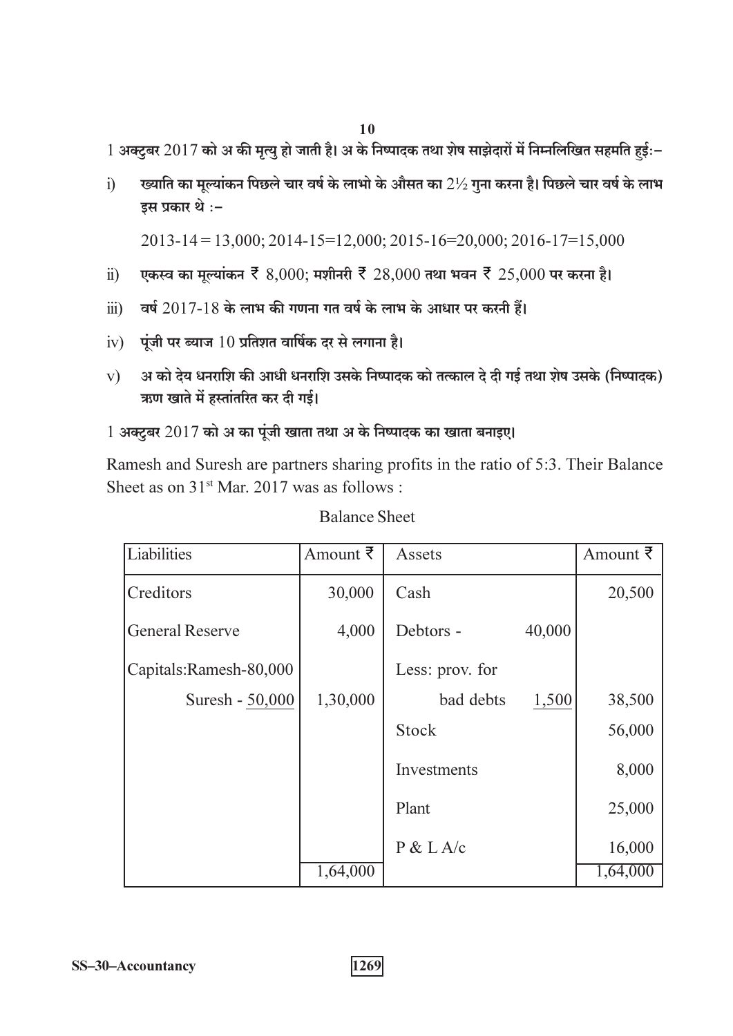1 अक्टुबर 2017 को अ की मृत्यु हो जाती है। अ के निष्पादक तथा शेष साझेदारों में निम्नलिखित सहमति हुईः–

i) ख्याति का मूल्यांकन पिछले चार वर्ष के लाभो के औसत का $2\frac{1}{2}$ गुना करना है। पिछले चार वर्ष के लाभ इस प्रकार थे :–

   2013-14 = 13,000; 2014-15=12,000; 2015-16=20,000; 2016-17=15,000

ii) एकस्व का मूल्यांकन ₹ 8,000; मशीनरी ₹ 28,000 तथा भवन ₹ 25,000 पर करना है।

iii) वर्ष 2017-18 के लाभ की गणना गत वर्ष के लाभ के आधार पर करनी हैं।

iv) पूंजी पर ब्याज 10 प्रतिशत वार्षिक दर से लगाना है।

v) अ को देय धनराशि की आधी धनराशि उसके निष्पादक को तत्काल दे दी गई तथा शेष उसके (निष्पादक) ऋण खाते में हस्तांतरित कर दी गई।

1 अक्टुबर 2017 को अ का पूंजी खाता तथा अ के निष्पादक का खाता बनाइए।

Ramesh and Suresh are partners sharing profits in the ratio of 5:3. Their Balance Sheet as on 31st Mar. 2017 was as follows :

Balance Sheet

| Liabilities | Amount ₹ | Assets | | Amount ₹ |
|---|---|---|---|---|
| Creditors | 30,000 | Cash | | 20,500 |
| General Reserve | 4,000 | Debtors - | 40,000 | |
| Capitals:Ramesh-80,000 | | Less: prov. for | | |
| Suresh - 50,000 | 1,30,000 | bad debts | 1,500 | 38,500 |
| | | Stock | | 56,000 |
| | | Investments | | 8,000 |
| | | Plant | | 25,000 |
| | | P & L A/c | | 16,000 |
| | 1,64,000 | | | 1,64,000 |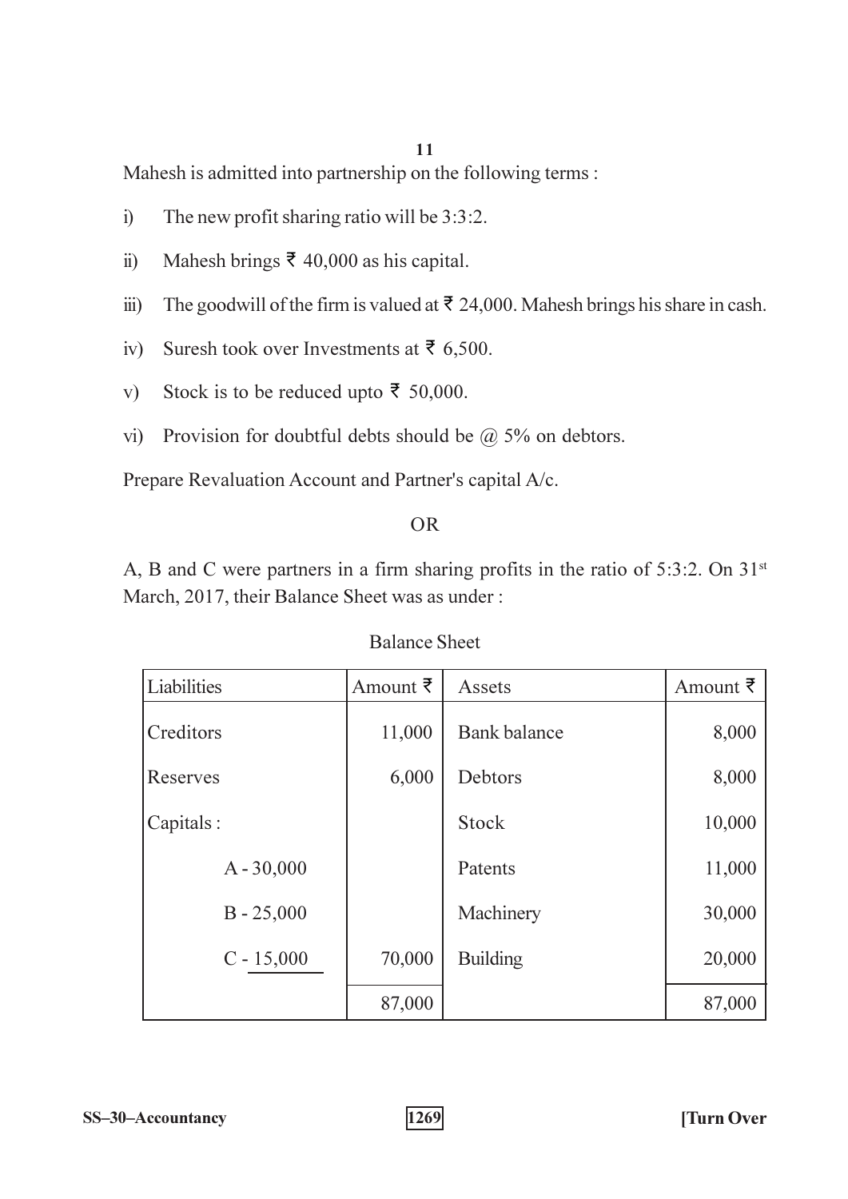Mahesh is admitted into partnership on the following terms :

i) The new profit sharing ratio will be 3:3:2.

ii) Mahesh brings ₹ 40,000 as his capital.

iii) The goodwill of the firm is valued at ₹ 24,000. Mahesh brings his share in cash.

iv) Suresh took over Investments at ₹ 6,500.

v) Stock is to be reduced upto ₹ 50,000.

vi) Provision for doubtful debts should be @ 5% on debtors.

Prepare Revaluation Account and Partner's capital A/c.

OR

A, B and C were partners in a firm sharing profits in the ratio of 5:3:2. On 31st March, 2017, their Balance Sheet was as under :

Balance Sheet

| Liabilities | Amount ₹ | Assets | Amount ₹ |
|---|---|---|---|
| Creditors | 11,000 | Bank balance | 8,000 |
| Reserves | 6,000 | Debtors | 8,000 |
| Capitals : | | Stock | 10,000 |
| A - 30,000 | | Patents | 11,000 |
| B - 25,000 | | Machinery | 30,000 |
| C - 15,000 | 70,000 | Building | 20,000 |
| | 87,000 | | 87,000 |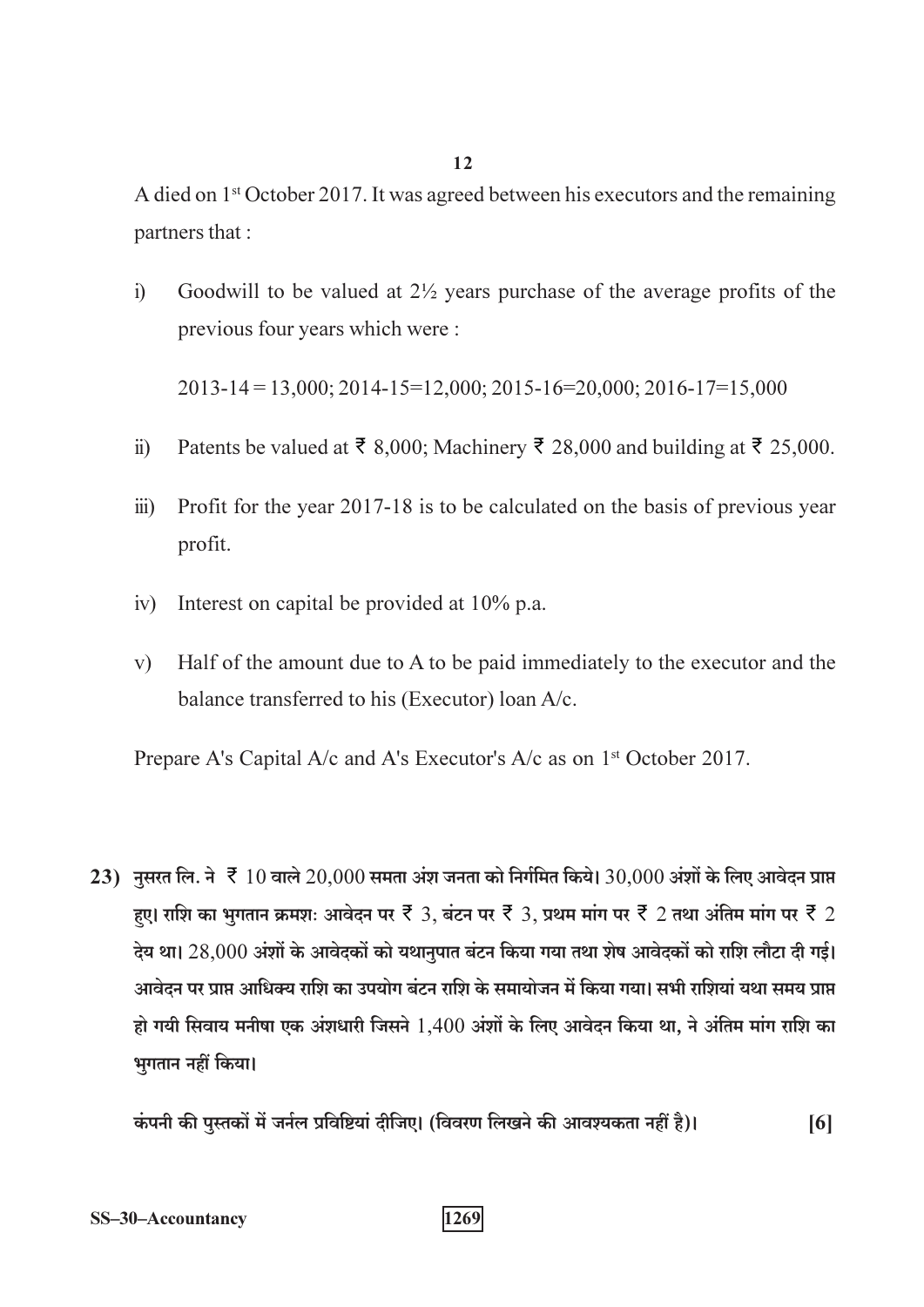A died on 1st October 2017. It was agreed between his executors and the remaining partners that :

i) Goodwill to be valued at 2½ years purchase of the average profits of the previous four years which were :

2013-14 = 13,000; 2014-15=12,000; 2015-16=20,000; 2016-17=15,000

ii) Patents be valued at ₹ 8,000; Machinery ₹ 28,000 and building at ₹ 25,000.

iii) Profit for the year 2017-18 is to be calculated on the basis of previous year profit.

iv) Interest on capital be provided at 10% p.a.

v) Half of the amount due to A to be paid immediately to the executor and the balance transferred to his (Executor) loan A/c.

Prepare A's Capital A/c and A's Executor's A/c as on 1st October 2017.

23) नुसरत लि. ने ₹ 10 वाले 20,000 समता अंश जनता को निर्गमित किये। 30,000 अंशों के लिए आवेदन प्राप्त हुए। राशि का भुगतान क्रमशः आवेदन पर ₹ 3, बंटन पर ₹ 3, प्रथम मांग पर ₹ 2 तथा अंतिम मांग पर ₹ 2 देय था। 28,000 अंशों के आवेदकों को यथानुपात बंटन किया गया तथा शेष आवेदकों को राशि लौटा दी गई। आवेदन पर प्राप्त आधिक्य राशि का उपयोग बंटन राशि के समायोजन में किया गया। सभी राशियां यथा समय प्राप्त हो गयी सिवाय मनीषा एक अंशधारी जिसने 1,400 अंशों के लिए आवेदन किया था, ने अंतिम मांग राशि का भुगतान नहीं किया।

कंपनी की पुस्तकों में जर्नल प्रविष्टियां दीजिए। (विवरण लिखने की आवश्यकता नहीं है)। **[6]**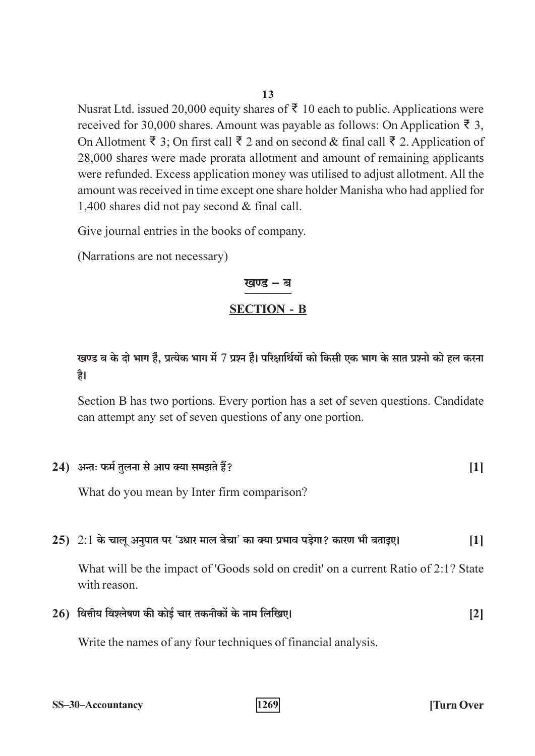Nusrat Ltd. issued 20,000 equity shares of ₹ 10 each to public. Applications were received for 30,000 shares. Amount was payable as follows: On Application ₹ 3, On Allotment ₹ 3; On first call ₹ 2 and on second & final call ₹ 2. Application of 28,000 shares were made prorata allotment and amount of remaining applicants were refunded. Excess application money was utilised to adjust allotment. All the amount was received in time except one share holder Manisha who had applied for 1,400 shares did not pay second & final call.

Give journal entries in the books of company.

(Narrations are not necessary)

## खण्ड – ब

## SECTION - B

**खण्ड ब के दो भाग हैं, प्रत्येक भाग में 7 प्रश्न हैं। परिक्षार्थियों को किसी एक भाग के सात प्रश्नो को हल करना है।**

Section B has two portions. Every portion has a set of seven questions. Candidate can attempt any set of seven questions of any one portion.

24) **अन्तः फर्म तुलना से आप क्या समझते हैं?** [1]

What do you mean by Inter firm comparison?

25) **2:1 के चालू अनुपात पर 'उधार माल बेचा' का क्या प्रभाव पड़ेगा? कारण भी बताइए।** [1]

What will be the impact of 'Goods sold on credit' on a current Ratio of 2:1? State with reason.

26) **वित्तीय विश्लेषण की कोई चार तकनीकों के नाम लिखिए।** [2]

Write the names of any four techniques of financial analysis.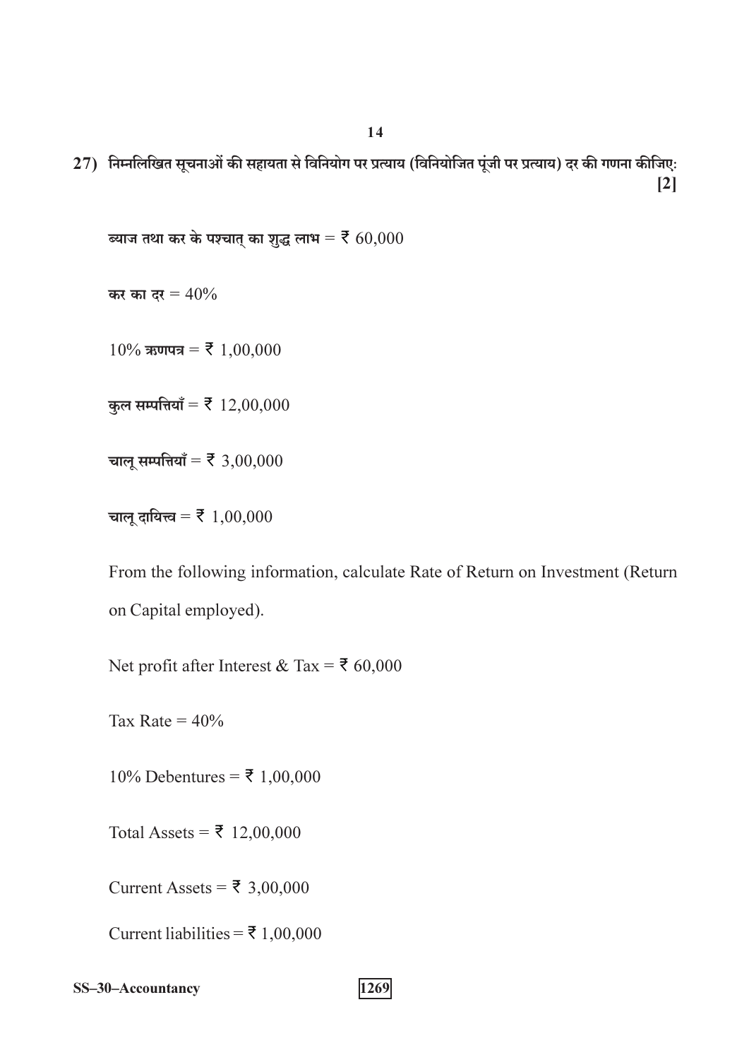27) निम्नलिखित सूचनाओं की सहायता से विनियोग पर प्रत्याय (विनियोजित पूंजी पर प्रत्याय) दर की गणना कीजिए: **[2]**

ब्याज तथा कर के पश्चात् का शुद्ध लाभ = ₹ 60,000

कर का दर = 40%

10% ऋणपत्र = ₹ 1,00,000

कुल सम्पत्तियाँ = ₹ 12,00,000

चालू सम्पत्तियाँ = ₹ 3,00,000

चालू दायित्त्व = ₹ 1,00,000

From the following information, calculate Rate of Return on Investment (Return on Capital employed).

Net profit after Interest & Tax = ₹ 60,000

Tax Rate = 40%

10% Debentures = ₹ 1,00,000

Total Assets = ₹ 12,00,000

Current Assets = ₹ 3,00,000

Current liabilities = ₹ 1,00,000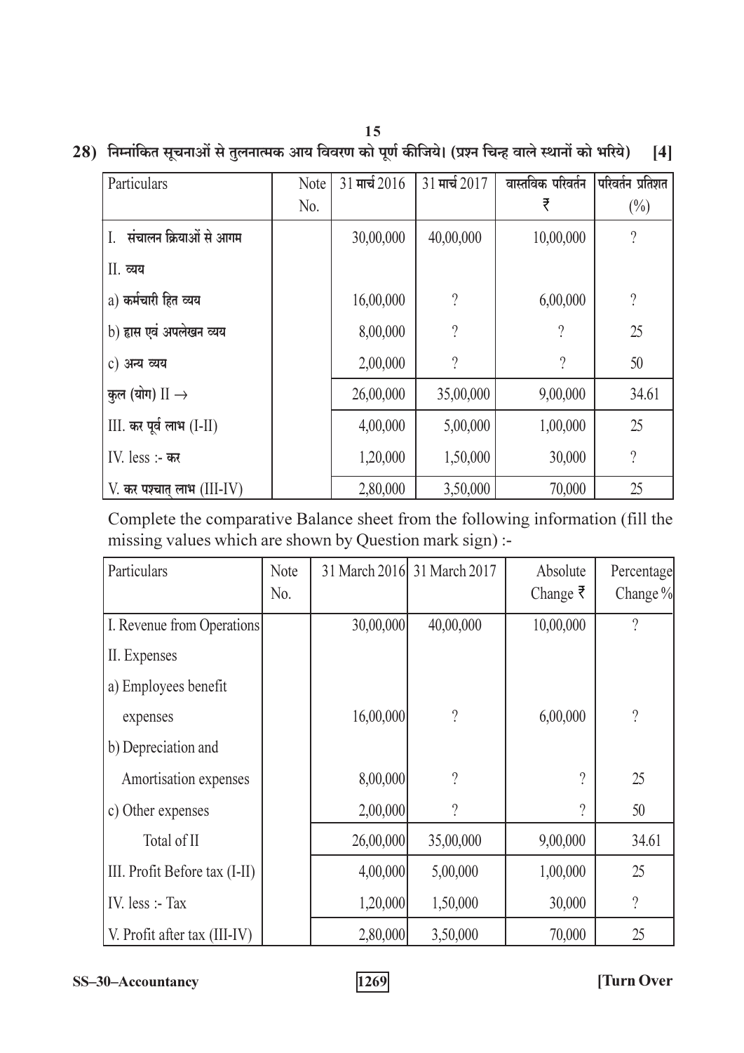28) निम्नांकित सूचनाओं से तुलनात्मक आय विवरण को पूर्ण कीजिये। (प्रश्न चिन्ह वाले स्थानों को भरिये) **[4]**

| Particulars | Note No. | 31 मार्च 2016 | 31 मार्च 2017 | वास्तविक परिवर्तन ₹ | परिवर्तन प्रतिशत (%) |
|---|---|---|---|---|---|
| I. संचालन क्रियाओं से आगम | | 30,00,000 | 40,00,000 | 10,00,000 | ? |
| II. व्यय | | | | | |
| a) कर्मचारी हित व्यय | | 16,00,000 | ? | 6,00,000 | ? |
| b) ह्रास एवं अपलेखन व्यय | | 8,00,000 | ? | ? | 25 |
| c) अन्य व्यय | | 2,00,000 | ? | ? | 50 |
| कुल (योग) II → | | 26,00,000 | 35,00,000 | 9,00,000 | 34.61 |
| III. कर पूर्व लाभ (I-II) | | 4,00,000 | 5,00,000 | 1,00,000 | 25 |
| IV. less :- कर | | 1,20,000 | 1,50,000 | 30,000 | ? |
| V. कर पश्चात् लाभ (III-IV) | | 2,80,000 | 3,50,000 | 70,000 | 25 |

Complete the comparative Balance sheet from the following information (fill the missing values which are shown by Question mark sign) :-

| Particulars | Note No. | 31 March 2016 | 31 March 2017 | Absolute Change ₹ | Percentage Change % |
|---|---|---|---|---|---|
| I. Revenue from Operations | | 30,00,000 | 40,00,000 | 10,00,000 | ? |
| II. Expenses | | | | | |
| a) Employees benefit expenses | | 16,00,000 | ? | 6,00,000 | ? |
| b) Depreciation and Amortisation expenses | | 8,00,000 | ? | ? | 25 |
| c) Other expenses | | 2,00,000 | ? | ? | 50 |
| Total of II | | 26,00,000 | 35,00,000 | 9,00,000 | 34.61 |
| III. Profit Before tax (I-II) | | 4,00,000 | 5,00,000 | 1,00,000 | 25 |
| IV. less :- Tax | | 1,20,000 | 1,50,000 | 30,000 | ? |
| V. Profit after tax (III-IV) | | 2,80,000 | 3,50,000 | 70,000 | 25 |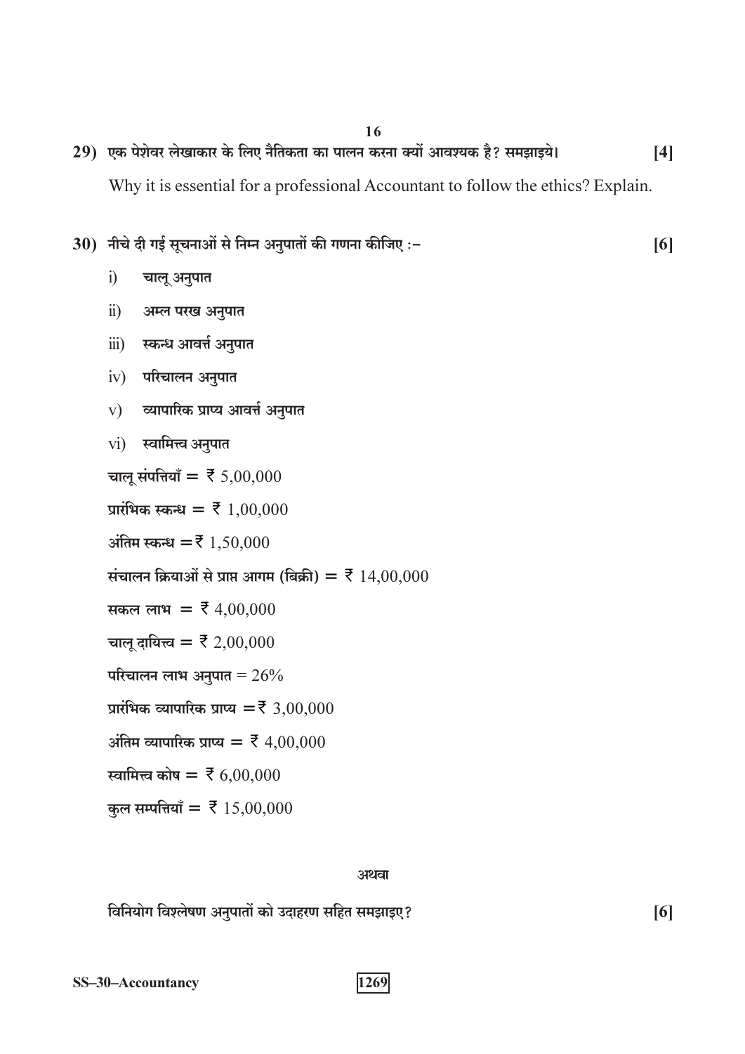29) एक पेशेवर लेखाकार के लिए नैतिकता का पालन करना क्यों आवश्यक है? समझाइये। **[4]**

Why it is essential for a professional Accountant to follow the ethics? Explain.

30) नीचे दी गई सूचनाओं से निम्न अनुपातों की गणना कीजिए :- **[6]**

i) चालू अनुपात

ii) अम्ल परख अनुपात

iii) स्कन्ध आवर्त्त अनुपात

iv) परिचालन अनुपात

v) व्यापारिक प्राप्य आवर्त्त अनुपात

vi) स्वामित्त्व अनुपात

चालू संपत्तियाँ = ₹ 5,00,000

प्रारंभिक स्कन्ध = ₹ 1,00,000

अंतिम स्कन्ध = ₹ 1,50,000

संचालन क्रियाओं से प्राप्त आगम (बिक्री) = ₹ 14,00,000

सकल लाभ = ₹ 4,00,000

चालू दायित्त्व = ₹ 2,00,000

परिचालन लाभ अनुपात = 26%

प्रारंभिक व्यापारिक प्राप्य = ₹ 3,00,000

अंतिम व्यापारिक प्राप्य = ₹ 4,00,000

स्वामित्त्व कोष = ₹ 6,00,000

कुल सम्पत्तियाँ = ₹ 15,00,000

अथवा

विनियोग विश्लेषण अनुपातों को उदाहरण सहित समझाइए? **[6]**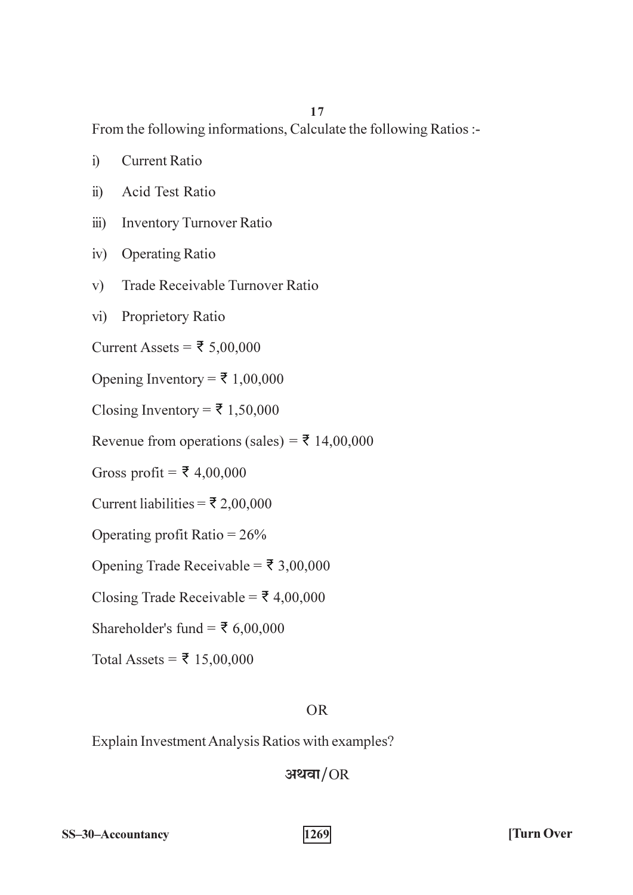From the following informations, Calculate the following Ratios :-

i) Current Ratio

ii) Acid Test Ratio

iii) Inventory Turnover Ratio

iv) Operating Ratio

v) Trade Receivable Turnover Ratio

vi) Proprietory Ratio

Current Assets = ₹ 5,00,000

Opening Inventory = ₹ 1,00,000

Closing Inventory = ₹ 1,50,000

Revenue from operations (sales) = ₹ 14,00,000

Gross profit = ₹ 4,00,000

Current liabilities = ₹ 2,00,000

Operating profit Ratio = 26%

Opening Trade Receivable = ₹ 3,00,000

Closing Trade Receivable = ₹ 4,00,000

Shareholder's fund = ₹ 6,00,000

Total Assets = ₹ 15,00,000

OR

Explain Investment Analysis Ratios with examples?

अथवा/OR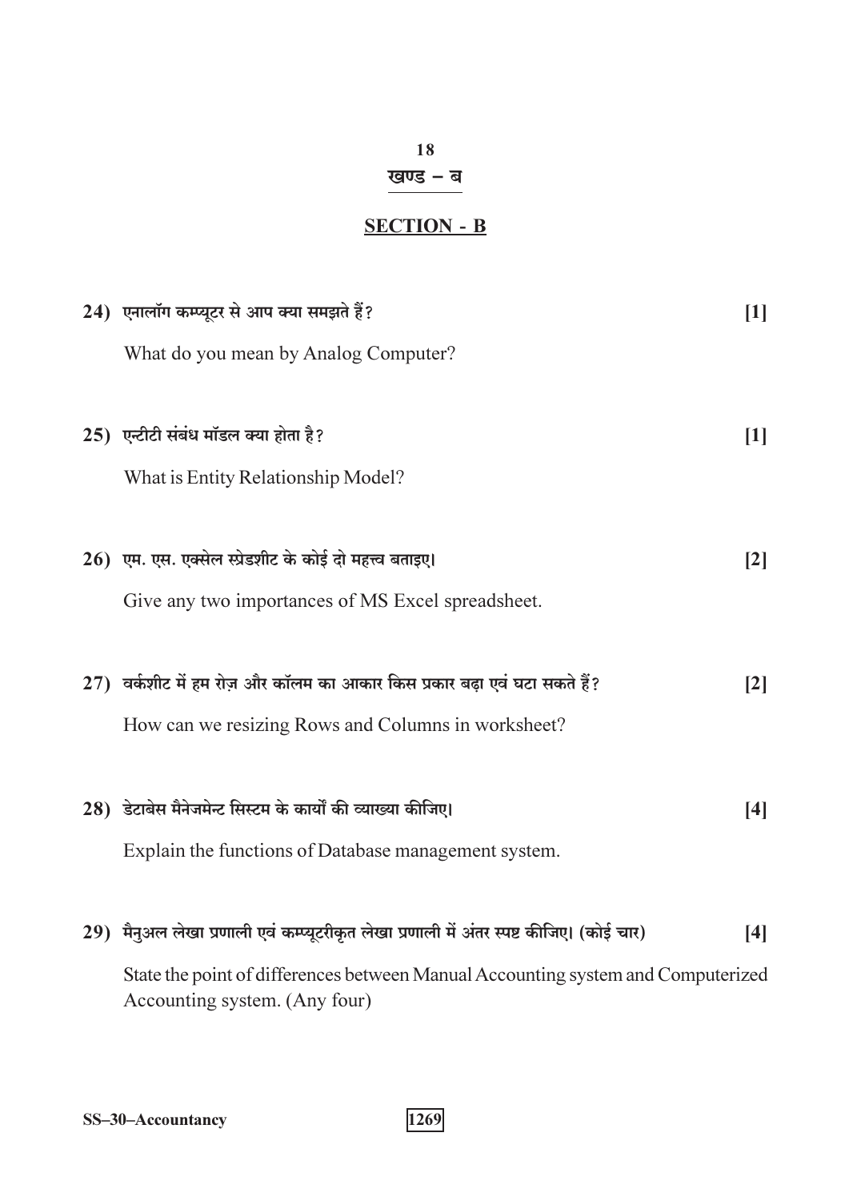## खण्ड – ब

## SECTION - B

24) एनालॉग कम्प्यूटर से आप क्या समझते हैं? **[1]**

What do you mean by Analog Computer?

25) एन्टीटी संबंध मॉडल क्या होता है? **[1]**

What is Entity Relationship Model?

26) एम. एस. एक्सेल स्प्रेडशीट के कोई दो महत्त्व बताइए। **[2]**

Give any two importances of MS Excel spreadsheet.

27) वर्कशीट में हम रोज़ और कॉलम का आकार किस प्रकार बढ़ा एवं घटा सकते हैं? **[2]**

How can we resizing Rows and Columns in worksheet?

28) डेटाबेस मैनेजमेन्ट सिस्टम के कार्यों की व्याख्या कीजिए। **[4]**

Explain the functions of Database management system.

29) मैनुअल लेखा प्रणाली एवं कम्प्यूटरीकृत लेखा प्रणाली में अंतर स्पष्ट कीजिए। (कोई चार) **[4]**

State the point of differences between Manual Accounting system and Computerized Accounting system. (Any four)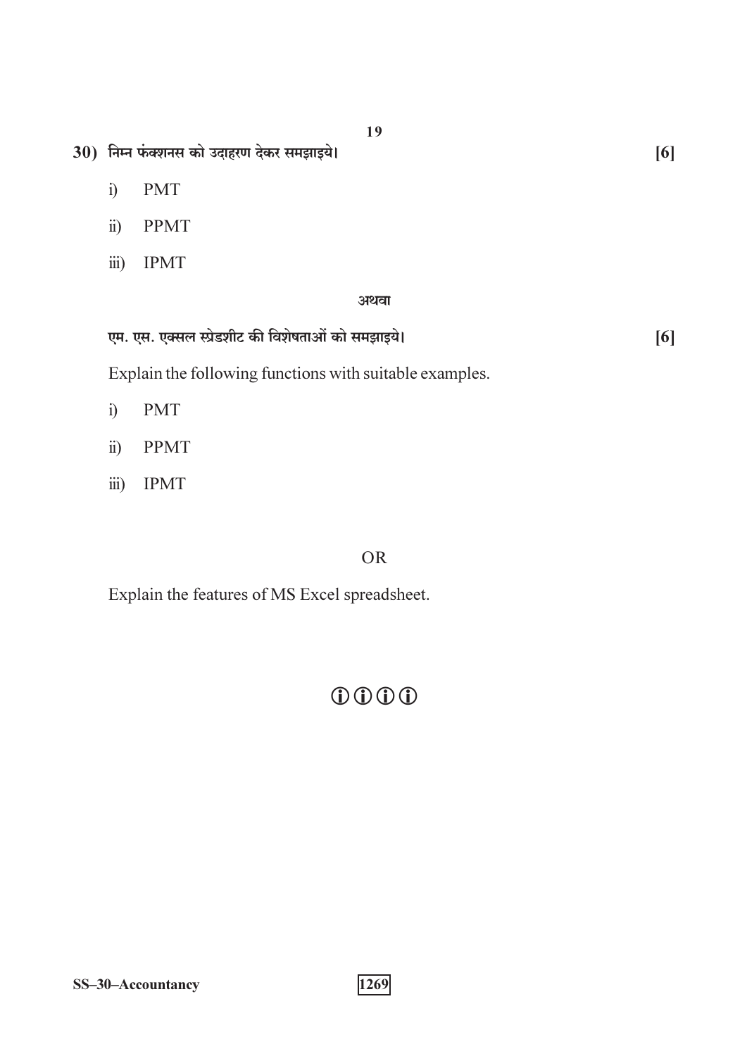30) निम्न फंक्शनस को उदाहरण देकर समझाइये। **[6]**

i) PMT

ii) PPMT

iii) IPMT

अथवा

एम. एस. एक्सल स्प्रेडशीट की विशेषताओं को समझाइये। **[6]**

Explain the following functions with suitable examples.

i) PMT

ii) PPMT

iii) IPMT

OR

Explain the features of MS Excel spreadsheet.

ⓘⓘⓘⓘ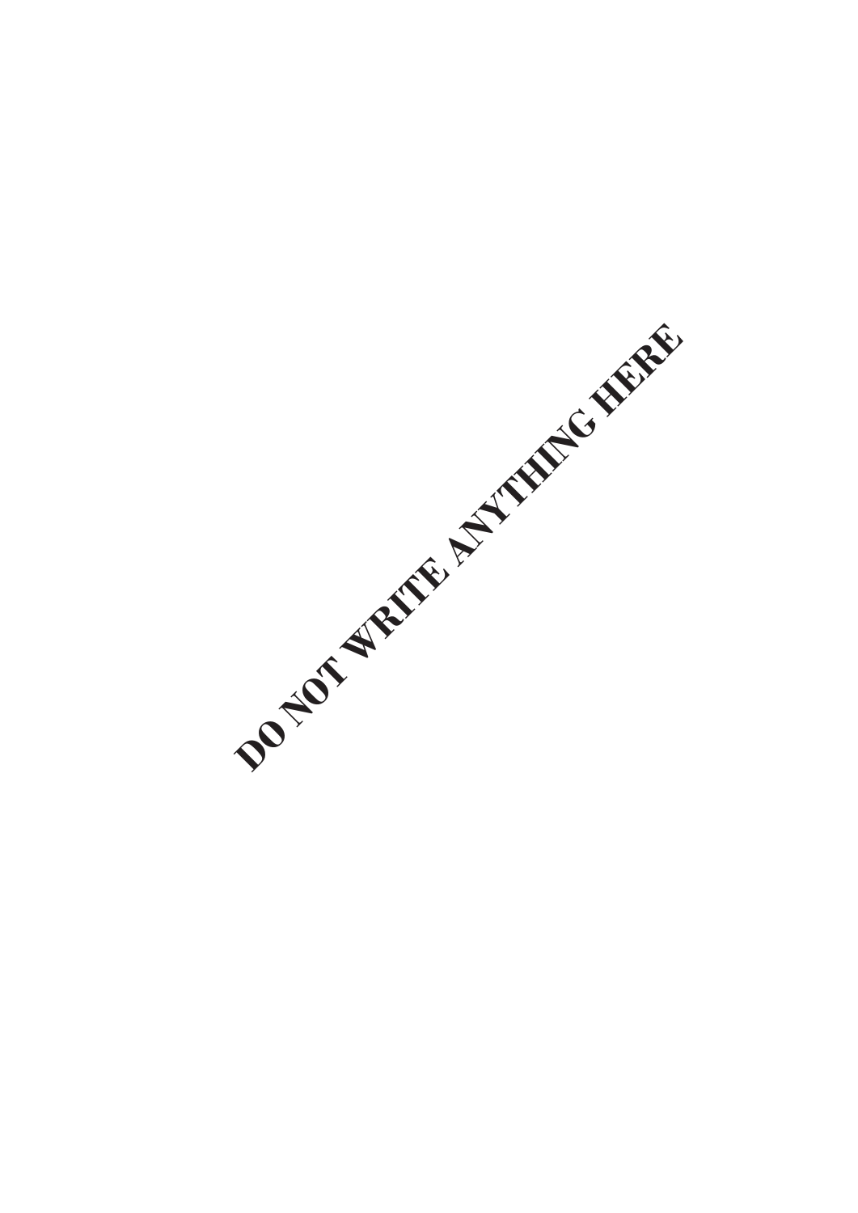DO NOT WRITE ANYTHING HERE